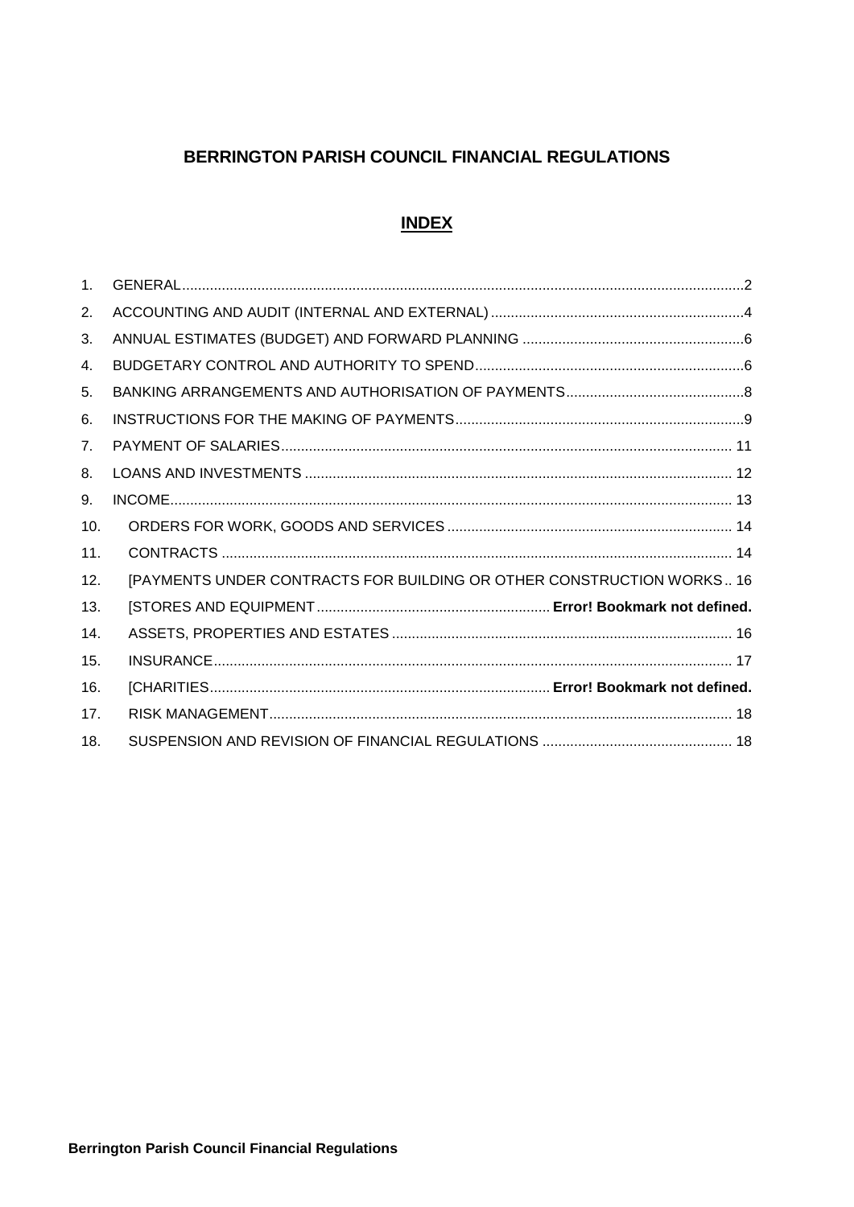# BERRINGTON PARISH COUNCIL FINANCIAL REGULATIONS

## INDEX

1. GENERAL.....2
2. ACCOUNTING AND AUDIT (INTERNAL AND EXTERNAL).....4
3. ANNUAL ESTIMATES (BUDGET) AND FORWARD PLANNING.....6
4. BUDGETARY CONTROL AND AUTHORITY TO SPEND.....6
5. BANKING ARRANGEMENTS AND AUTHORISATION OF PAYMENTS.....8
6. INSTRUCTIONS FOR THE MAKING OF PAYMENTS.....9
7. PAYMENT OF SALARIES.....11
8. LOANS AND INVESTMENTS.....12
9. INCOME.....13
10. ORDERS FOR WORK, GOODS AND SERVICES.....14
11. CONTRACTS.....14
12. [PAYMENTS UNDER CONTRACTS FOR BUILDING OR OTHER CONSTRUCTION WORKS.. 16
13. [STORES AND EQUIPMENT..... **Error! Bookmark not defined.**
14. ASSETS, PROPERTIES AND ESTATES.....16
15. INSURANCE.....17
16. [CHARITIES..... **Error! Bookmark not defined.**
17. RISK MANAGEMENT.....18
18. SUSPENSION AND REVISION OF FINANCIAL REGULATIONS.....18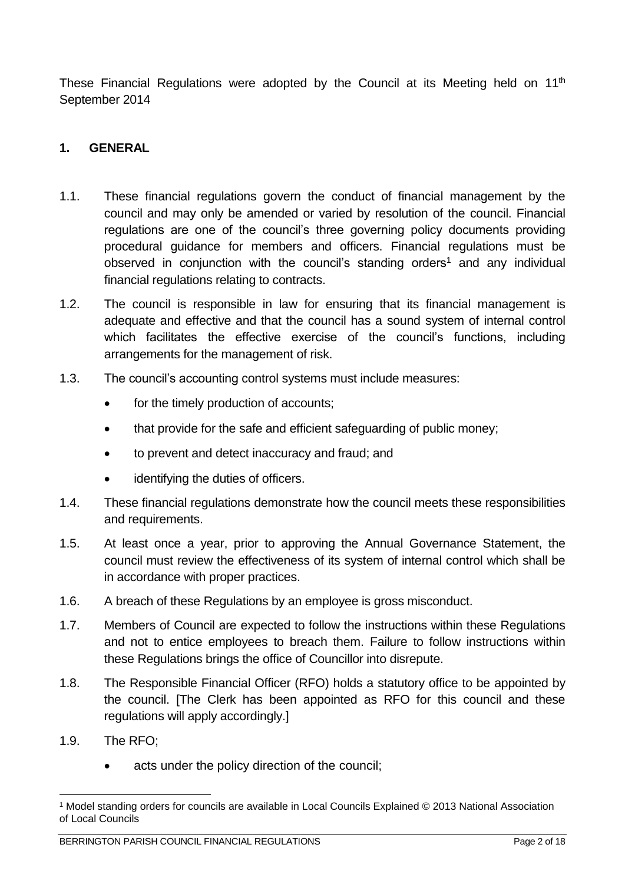These Financial Regulations were adopted by the Council at its Meeting held on 11th September 2014

## 1. GENERAL

1.1. These financial regulations govern the conduct of financial management by the council and may only be amended or varied by resolution of the council. Financial regulations are one of the council's three governing policy documents providing procedural guidance for members and officers. Financial regulations must be observed in conjunction with the council's standing orders[1] and any individual financial regulations relating to contracts.

1.2. The council is responsible in law for ensuring that its financial management is adequate and effective and that the council has a sound system of internal control which facilitates the effective exercise of the council's functions, including arrangements for the management of risk.

1.3. The council's accounting control systems must include measures:

- for the timely production of accounts;
- that provide for the safe and efficient safeguarding of public money;
- to prevent and detect inaccuracy and fraud; and
- identifying the duties of officers.

1.4. These financial regulations demonstrate how the council meets these responsibilities and requirements.

1.5. At least once a year, prior to approving the Annual Governance Statement, the council must review the effectiveness of its system of internal control which shall be in accordance with proper practices.

1.6. A breach of these Regulations by an employee is gross misconduct.

1.7. Members of Council are expected to follow the instructions within these Regulations and not to entice employees to breach them. Failure to follow instructions within these Regulations brings the office of Councillor into disrepute.

1.8. The Responsible Financial Officer (RFO) holds a statutory office to be appointed by the council. [The Clerk has been appointed as RFO for this council and these regulations will apply accordingly.]

1.9. The RFO;

- acts under the policy direction of the council;

[1] Model standing orders for councils are available in Local Councils Explained © 2013 National Association of Local Councils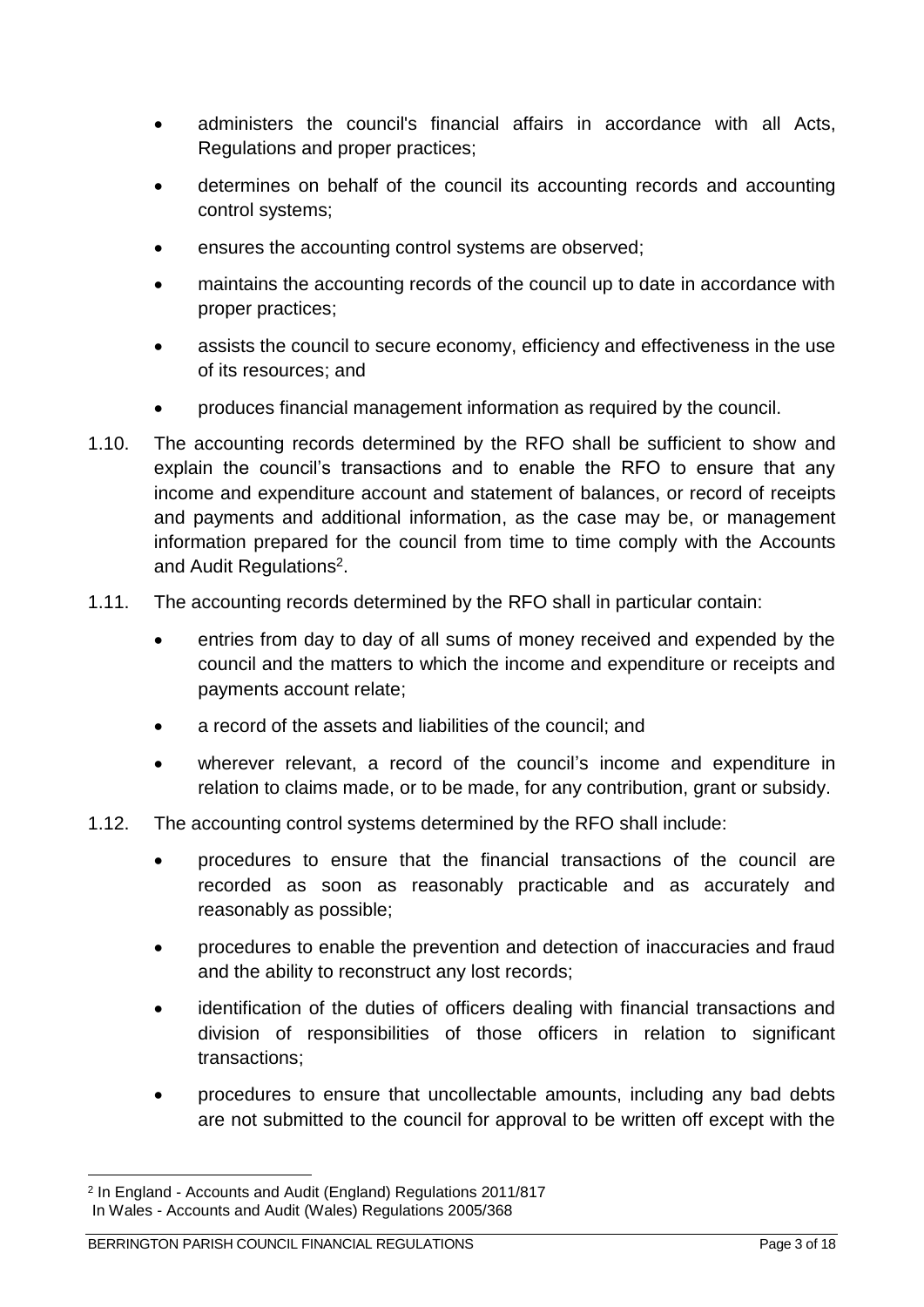- administers the council's financial affairs in accordance with all Acts, Regulations and proper practices;
- determines on behalf of the council its accounting records and accounting control systems;
- ensures the accounting control systems are observed;
- maintains the accounting records of the council up to date in accordance with proper practices;
- assists the council to secure economy, efficiency and effectiveness in the use of its resources; and
- produces financial management information as required by the council.

1.10. The accounting records determined by the RFO shall be sufficient to show and explain the council's transactions and to enable the RFO to ensure that any income and expenditure account and statement of balances, or record of receipts and payments and additional information, as the case may be, or management information prepared for the council from time to time comply with the Accounts and Audit Regulations[2].

1.11. The accounting records determined by the RFO shall in particular contain:

- entries from day to day of all sums of money received and expended by the council and the matters to which the income and expenditure or receipts and payments account relate;
- a record of the assets and liabilities of the council; and
- wherever relevant, a record of the council's income and expenditure in relation to claims made, or to be made, for any contribution, grant or subsidy.

1.12. The accounting control systems determined by the RFO shall include:

- procedures to ensure that the financial transactions of the council are recorded as soon as reasonably practicable and as accurately and reasonably as possible;
- procedures to enable the prevention and detection of inaccuracies and fraud and the ability to reconstruct any lost records;
- identification of the duties of officers dealing with financial transactions and division of responsibilities of those officers in relation to significant transactions;
- procedures to ensure that uncollectable amounts, including any bad debts are not submitted to the council for approval to be written off except with the

---

[2] In England - Accounts and Audit (England) Regulations 2011/817
In Wales - Accounts and Audit (Wales) Regulations 2005/368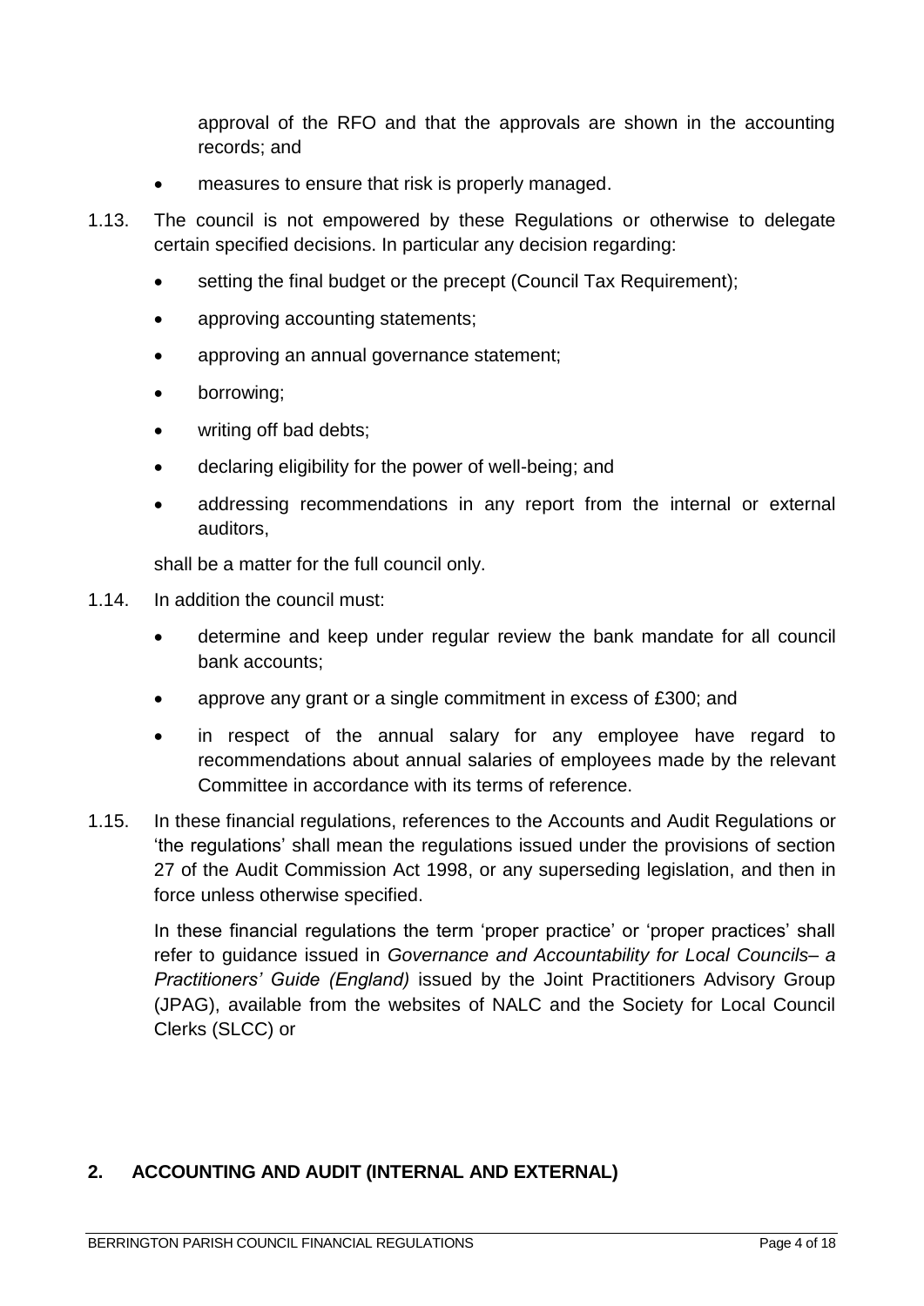approval of the RFO and that the approvals are shown in the accounting records; and

- measures to ensure that risk is properly managed.

1.13. The council is not empowered by these Regulations or otherwise to delegate certain specified decisions. In particular any decision regarding:

- setting the final budget or the precept (Council Tax Requirement);
- approving accounting statements;
- approving an annual governance statement;
- borrowing;
- writing off bad debts;
- declaring eligibility for the power of well-being; and
- addressing recommendations in any report from the internal or external auditors,

shall be a matter for the full council only.

1.14. In addition the council must:

- determine and keep under regular review the bank mandate for all council bank accounts;
- approve any grant or a single commitment in excess of £300; and
- in respect of the annual salary for any employee have regard to recommendations about annual salaries of employees made by the relevant Committee in accordance with its terms of reference.

1.15. In these financial regulations, references to the Accounts and Audit Regulations or 'the regulations' shall mean the regulations issued under the provisions of section 27 of the Audit Commission Act 1998, or any superseding legislation, and then in force unless otherwise specified.

In these financial regulations the term 'proper practice' or 'proper practices' shall refer to guidance issued in *Governance and Accountability for Local Councils– a Practitioners' Guide (England)* issued by the Joint Practitioners Advisory Group (JPAG), available from the websites of NALC and the Society for Local Council Clerks (SLCC) or

## 2. ACCOUNTING AND AUDIT (INTERNAL AND EXTERNAL)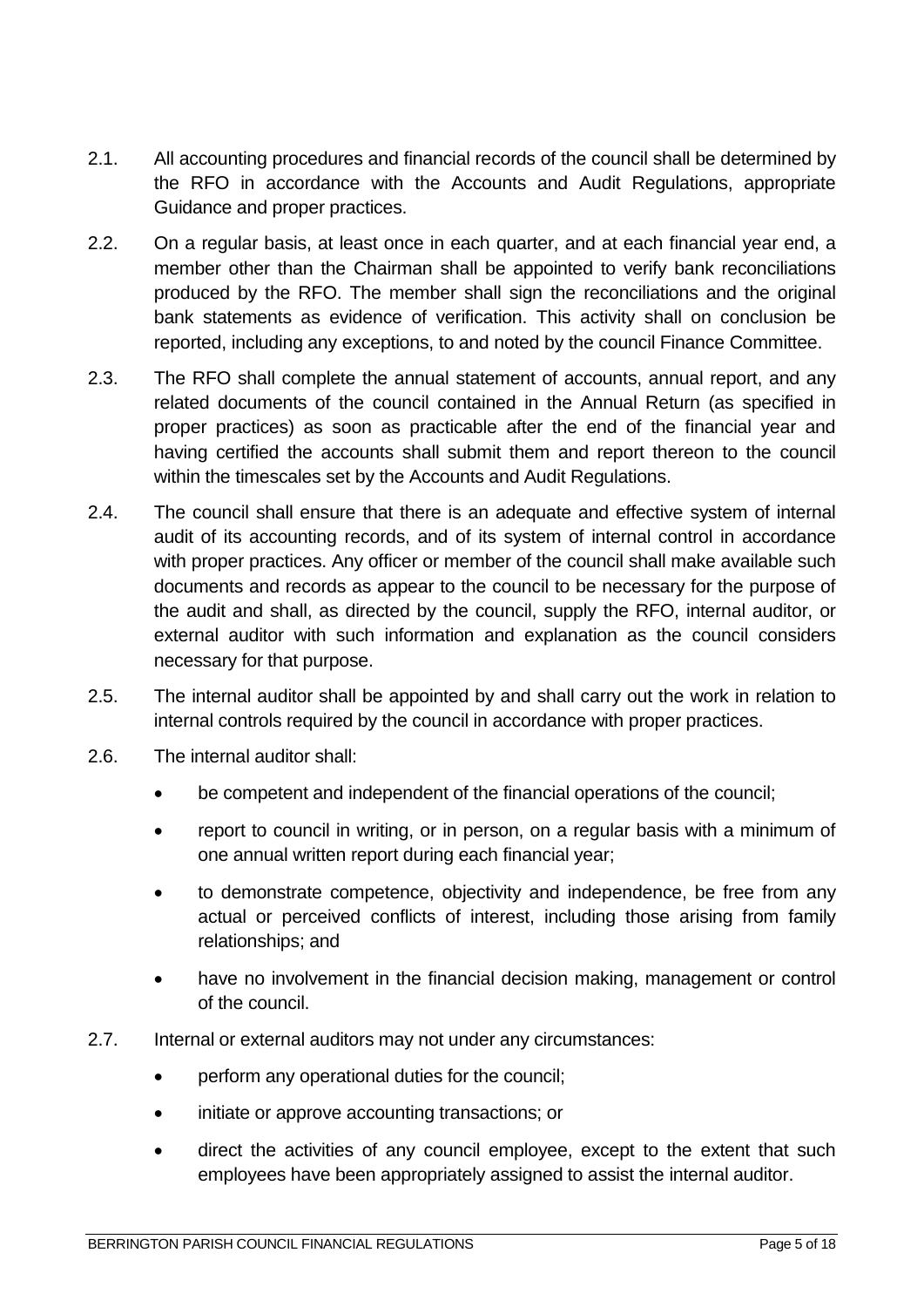2.1. All accounting procedures and financial records of the council shall be determined by the RFO in accordance with the Accounts and Audit Regulations, appropriate Guidance and proper practices.

2.2. On a regular basis, at least once in each quarter, and at each financial year end, a member other than the Chairman shall be appointed to verify bank reconciliations produced by the RFO. The member shall sign the reconciliations and the original bank statements as evidence of verification. This activity shall on conclusion be reported, including any exceptions, to and noted by the council Finance Committee.

2.3. The RFO shall complete the annual statement of accounts, annual report, and any related documents of the council contained in the Annual Return (as specified in proper practices) as soon as practicable after the end of the financial year and having certified the accounts shall submit them and report thereon to the council within the timescales set by the Accounts and Audit Regulations.

2.4. The council shall ensure that there is an adequate and effective system of internal audit of its accounting records, and of its system of internal control in accordance with proper practices. Any officer or member of the council shall make available such documents and records as appear to the council to be necessary for the purpose of the audit and shall, as directed by the council, supply the RFO, internal auditor, or external auditor with such information and explanation as the council considers necessary for that purpose.

2.5. The internal auditor shall be appointed by and shall carry out the work in relation to internal controls required by the council in accordance with proper practices.

2.6. The internal auditor shall:

- be competent and independent of the financial operations of the council;
- report to council in writing, or in person, on a regular basis with a minimum of one annual written report during each financial year;
- to demonstrate competence, objectivity and independence, be free from any actual or perceived conflicts of interest, including those arising from family relationships; and
- have no involvement in the financial decision making, management or control of the council.

2.7. Internal or external auditors may not under any circumstances:

- perform any operational duties for the council;
- initiate or approve accounting transactions; or
- direct the activities of any council employee, except to the extent that such employees have been appropriately assigned to assist the internal auditor.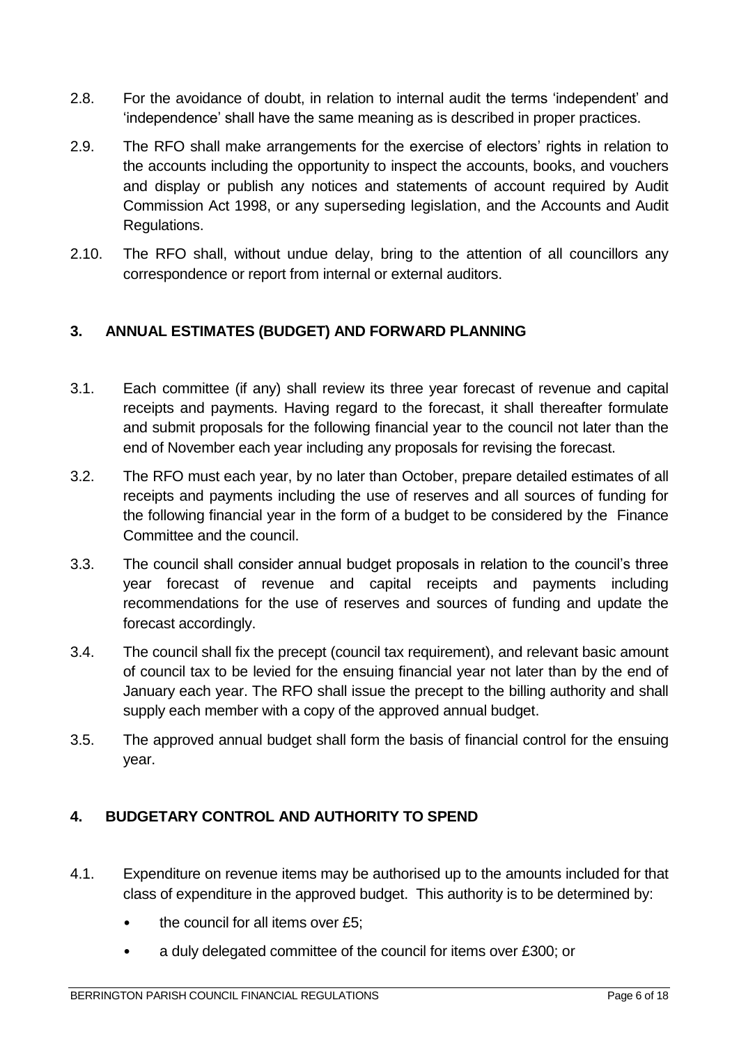2.8. For the avoidance of doubt, in relation to internal audit the terms 'independent' and 'independence' shall have the same meaning as is described in proper practices.

2.9. The RFO shall make arrangements for the exercise of electors' rights in relation to the accounts including the opportunity to inspect the accounts, books, and vouchers and display or publish any notices and statements of account required by Audit Commission Act 1998, or any superseding legislation, and the Accounts and Audit Regulations.

2.10. The RFO shall, without undue delay, bring to the attention of all councillors any correspondence or report from internal or external auditors.

## 3. ANNUAL ESTIMATES (BUDGET) AND FORWARD PLANNING

3.1. Each committee (if any) shall review its three year forecast of revenue and capital receipts and payments. Having regard to the forecast, it shall thereafter formulate and submit proposals for the following financial year to the council not later than the end of November each year including any proposals for revising the forecast.

3.2. The RFO must each year, by no later than October, prepare detailed estimates of all receipts and payments including the use of reserves and all sources of funding for the following financial year in the form of a budget to be considered by the Finance Committee and the council.

3.3. The council shall consider annual budget proposals in relation to the council's three year forecast of revenue and capital receipts and payments including recommendations for the use of reserves and sources of funding and update the forecast accordingly.

3.4. The council shall fix the precept (council tax requirement), and relevant basic amount of council tax to be levied for the ensuing financial year not later than by the end of January each year. The RFO shall issue the precept to the billing authority and shall supply each member with a copy of the approved annual budget.

3.5. The approved annual budget shall form the basis of financial control for the ensuing year.

## 4. BUDGETARY CONTROL AND AUTHORITY TO SPEND

4.1. Expenditure on revenue items may be authorised up to the amounts included for that class of expenditure in the approved budget. This authority is to be determined by:

- the council for all items over £5;
- a duly delegated committee of the council for items over £300; or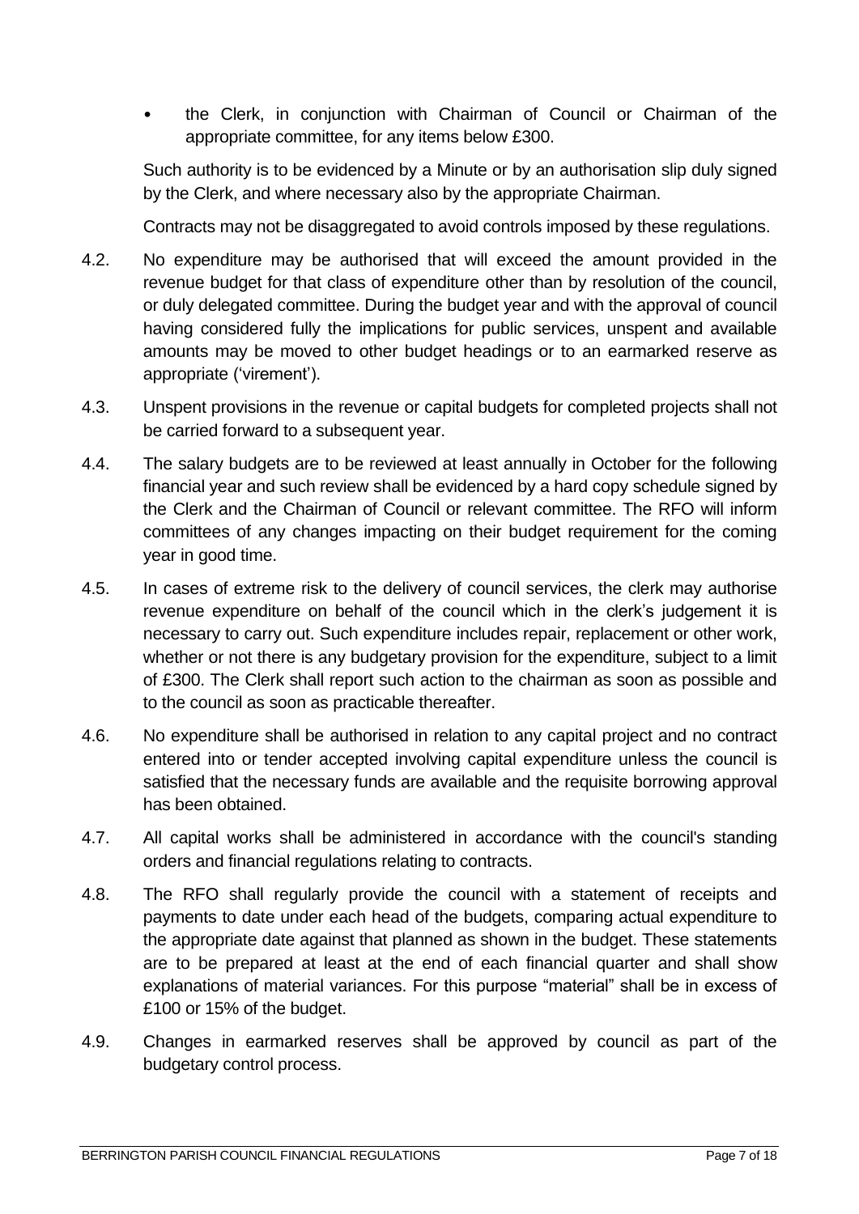- the Clerk, in conjunction with Chairman of Council or Chairman of the appropriate committee, for any items below £300.

Such authority is to be evidenced by a Minute or by an authorisation slip duly signed by the Clerk, and where necessary also by the appropriate Chairman.

Contracts may not be disaggregated to avoid controls imposed by these regulations.

4.2. No expenditure may be authorised that will exceed the amount provided in the revenue budget for that class of expenditure other than by resolution of the council, or duly delegated committee. During the budget year and with the approval of council having considered fully the implications for public services, unspent and available amounts may be moved to other budget headings or to an earmarked reserve as appropriate ('virement').

4.3. Unspent provisions in the revenue or capital budgets for completed projects shall not be carried forward to a subsequent year.

4.4. The salary budgets are to be reviewed at least annually in October for the following financial year and such review shall be evidenced by a hard copy schedule signed by the Clerk and the Chairman of Council or relevant committee. The RFO will inform committees of any changes impacting on their budget requirement for the coming year in good time.

4.5. In cases of extreme risk to the delivery of council services, the clerk may authorise revenue expenditure on behalf of the council which in the clerk's judgement it is necessary to carry out. Such expenditure includes repair, replacement or other work, whether or not there is any budgetary provision for the expenditure, subject to a limit of £300. The Clerk shall report such action to the chairman as soon as possible and to the council as soon as practicable thereafter.

4.6. No expenditure shall be authorised in relation to any capital project and no contract entered into or tender accepted involving capital expenditure unless the council is satisfied that the necessary funds are available and the requisite borrowing approval has been obtained.

4.7. All capital works shall be administered in accordance with the council's standing orders and financial regulations relating to contracts.

4.8. The RFO shall regularly provide the council with a statement of receipts and payments to date under each head of the budgets, comparing actual expenditure to the appropriate date against that planned as shown in the budget. These statements are to be prepared at least at the end of each financial quarter and shall show explanations of material variances. For this purpose "material" shall be in excess of £100 or 15% of the budget.

4.9. Changes in earmarked reserves shall be approved by council as part of the budgetary control process.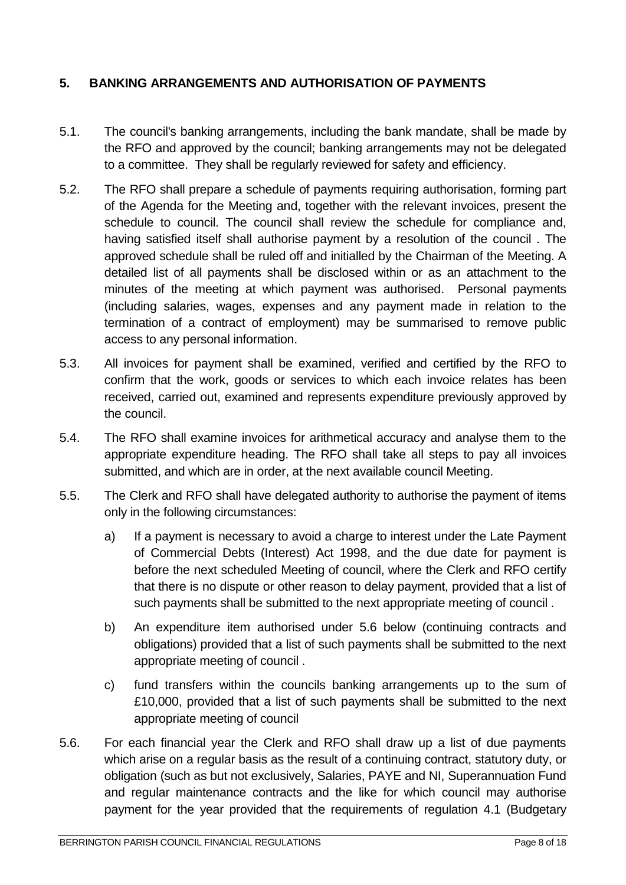## 5. BANKING ARRANGEMENTS AND AUTHORISATION OF PAYMENTS

5.1. The council's banking arrangements, including the bank mandate, shall be made by the RFO and approved by the council; banking arrangements may not be delegated to a committee. They shall be regularly reviewed for safety and efficiency.

5.2. The RFO shall prepare a schedule of payments requiring authorisation, forming part of the Agenda for the Meeting and, together with the relevant invoices, present the schedule to council. The council shall review the schedule for compliance and, having satisfied itself shall authorise payment by a resolution of the council . The approved schedule shall be ruled off and initialled by the Chairman of the Meeting. A detailed list of all payments shall be disclosed within or as an attachment to the minutes of the meeting at which payment was authorised. Personal payments (including salaries, wages, expenses and any payment made in relation to the termination of a contract of employment) may be summarised to remove public access to any personal information.

5.3. All invoices for payment shall be examined, verified and certified by the RFO to confirm that the work, goods or services to which each invoice relates has been received, carried out, examined and represents expenditure previously approved by the council.

5.4. The RFO shall examine invoices for arithmetical accuracy and analyse them to the appropriate expenditure heading. The RFO shall take all steps to pay all invoices submitted, and which are in order, at the next available council Meeting.

5.5. The Clerk and RFO shall have delegated authority to authorise the payment of items only in the following circumstances:

   a) If a payment is necessary to avoid a charge to interest under the Late Payment of Commercial Debts (Interest) Act 1998, and the due date for payment is before the next scheduled Meeting of council, where the Clerk and RFO certify that there is no dispute or other reason to delay payment, provided that a list of such payments shall be submitted to the next appropriate meeting of council .

   b) An expenditure item authorised under 5.6 below (continuing contracts and obligations) provided that a list of such payments shall be submitted to the next appropriate meeting of council .

   c) fund transfers within the councils banking arrangements up to the sum of £10,000, provided that a list of such payments shall be submitted to the next appropriate meeting of council

5.6. For each financial year the Clerk and RFO shall draw up a list of due payments which arise on a regular basis as the result of a continuing contract, statutory duty, or obligation (such as but not exclusively, Salaries, PAYE and NI, Superannuation Fund and regular maintenance contracts and the like for which council may authorise payment for the year provided that the requirements of regulation 4.1 (Budgetary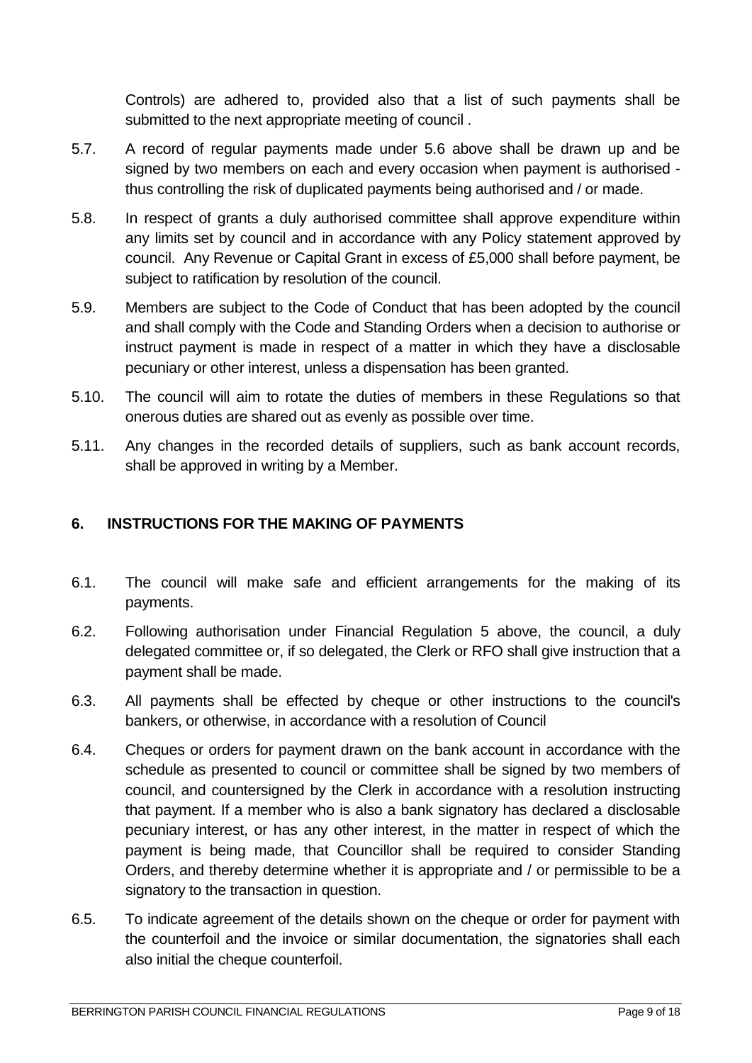Controls) are adhered to, provided also that a list of such payments shall be submitted to the next appropriate meeting of council .

5.7. A record of regular payments made under 5.6 above shall be drawn up and be signed by two members on each and every occasion when payment is authorised - thus controlling the risk of duplicated payments being authorised and / or made.

5.8. In respect of grants a duly authorised committee shall approve expenditure within any limits set by council and in accordance with any Policy statement approved by council. Any Revenue or Capital Grant in excess of £5,000 shall before payment, be subject to ratification by resolution of the council.

5.9. Members are subject to the Code of Conduct that has been adopted by the council and shall comply with the Code and Standing Orders when a decision to authorise or instruct payment is made in respect of a matter in which they have a disclosable pecuniary or other interest, unless a dispensation has been granted.

5.10. The council will aim to rotate the duties of members in these Regulations so that onerous duties are shared out as evenly as possible over time.

5.11. Any changes in the recorded details of suppliers, such as bank account records, shall be approved in writing by a Member.

## 6. INSTRUCTIONS FOR THE MAKING OF PAYMENTS

6.1. The council will make safe and efficient arrangements for the making of its payments.

6.2. Following authorisation under Financial Regulation 5 above, the council, a duly delegated committee or, if so delegated, the Clerk or RFO shall give instruction that a payment shall be made.

6.3. All payments shall be effected by cheque or other instructions to the council's bankers, or otherwise, in accordance with a resolution of Council

6.4. Cheques or orders for payment drawn on the bank account in accordance with the schedule as presented to council or committee shall be signed by two members of council, and countersigned by the Clerk in accordance with a resolution instructing that payment. If a member who is also a bank signatory has declared a disclosable pecuniary interest, or has any other interest, in the matter in respect of which the payment is being made, that Councillor shall be required to consider Standing Orders, and thereby determine whether it is appropriate and / or permissible to be a signatory to the transaction in question.

6.5. To indicate agreement of the details shown on the cheque or order for payment with the counterfoil and the invoice or similar documentation, the signatories shall each also initial the cheque counterfoil.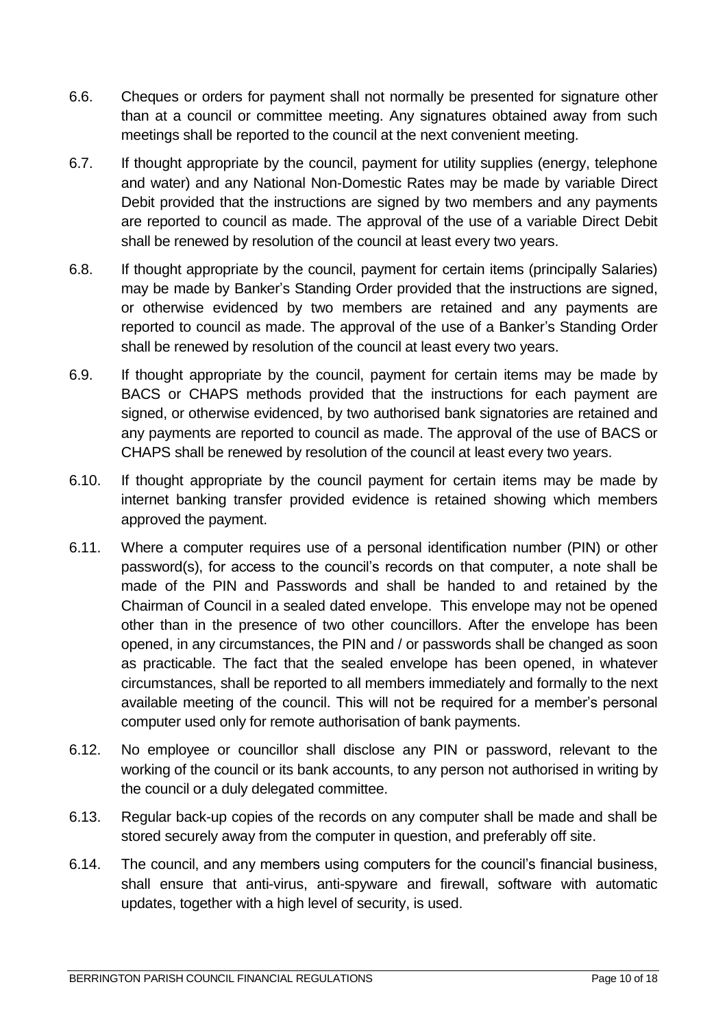6.6. Cheques or orders for payment shall not normally be presented for signature other than at a council or committee meeting. Any signatures obtained away from such meetings shall be reported to the council at the next convenient meeting.

6.7. If thought appropriate by the council, payment for utility supplies (energy, telephone and water) and any National Non-Domestic Rates may be made by variable Direct Debit provided that the instructions are signed by two members and any payments are reported to council as made. The approval of the use of a variable Direct Debit shall be renewed by resolution of the council at least every two years.

6.8. If thought appropriate by the council, payment for certain items (principally Salaries) may be made by Banker's Standing Order provided that the instructions are signed, or otherwise evidenced by two members are retained and any payments are reported to council as made. The approval of the use of a Banker's Standing Order shall be renewed by resolution of the council at least every two years.

6.9. If thought appropriate by the council, payment for certain items may be made by BACS or CHAPS methods provided that the instructions for each payment are signed, or otherwise evidenced, by two authorised bank signatories are retained and any payments are reported to council as made. The approval of the use of BACS or CHAPS shall be renewed by resolution of the council at least every two years.

6.10. If thought appropriate by the council payment for certain items may be made by internet banking transfer provided evidence is retained showing which members approved the payment.

6.11. Where a computer requires use of a personal identification number (PIN) or other password(s), for access to the council's records on that computer, a note shall be made of the PIN and Passwords and shall be handed to and retained by the Chairman of Council in a sealed dated envelope. This envelope may not be opened other than in the presence of two other councillors. After the envelope has been opened, in any circumstances, the PIN and / or passwords shall be changed as soon as practicable. The fact that the sealed envelope has been opened, in whatever circumstances, shall be reported to all members immediately and formally to the next available meeting of the council. This will not be required for a member's personal computer used only for remote authorisation of bank payments.

6.12. No employee or councillor shall disclose any PIN or password, relevant to the working of the council or its bank accounts, to any person not authorised in writing by the council or a duly delegated committee.

6.13. Regular back-up copies of the records on any computer shall be made and shall be stored securely away from the computer in question, and preferably off site.

6.14. The council, and any members using computers for the council's financial business, shall ensure that anti-virus, anti-spyware and firewall, software with automatic updates, together with a high level of security, is used.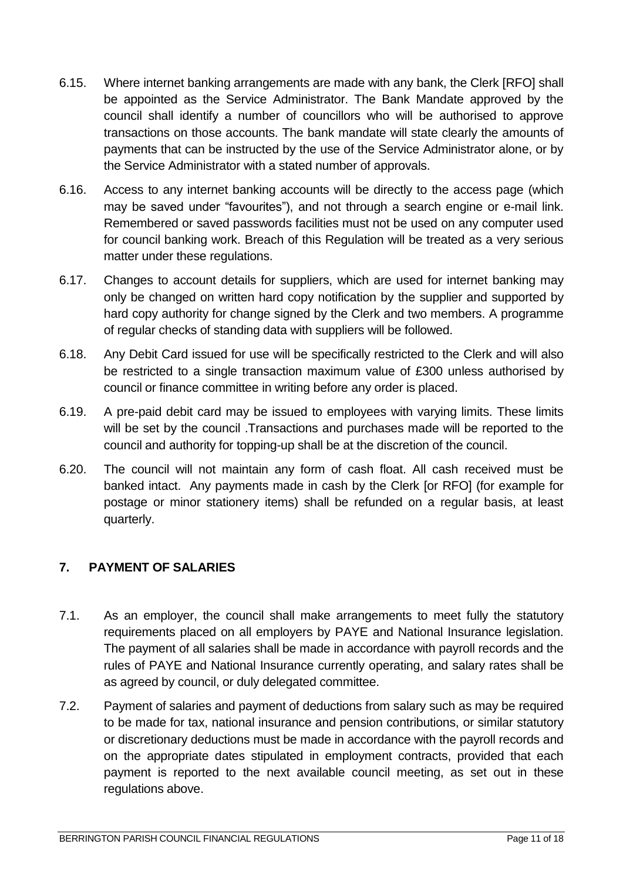6.15. Where internet banking arrangements are made with any bank, the Clerk [RFO] shall be appointed as the Service Administrator. The Bank Mandate approved by the council shall identify a number of councillors who will be authorised to approve transactions on those accounts. The bank mandate will state clearly the amounts of payments that can be instructed by the use of the Service Administrator alone, or by the Service Administrator with a stated number of approvals.

6.16. Access to any internet banking accounts will be directly to the access page (which may be saved under "favourites"), and not through a search engine or e-mail link. Remembered or saved passwords facilities must not be used on any computer used for council banking work. Breach of this Regulation will be treated as a very serious matter under these regulations.

6.17. Changes to account details for suppliers, which are used for internet banking may only be changed on written hard copy notification by the supplier and supported by hard copy authority for change signed by the Clerk and two members. A programme of regular checks of standing data with suppliers will be followed.

6.18. Any Debit Card issued for use will be specifically restricted to the Clerk and will also be restricted to a single transaction maximum value of £300 unless authorised by council or finance committee in writing before any order is placed.

6.19. A pre-paid debit card may be issued to employees with varying limits. These limits will be set by the council .Transactions and purchases made will be reported to the council and authority for topping-up shall be at the discretion of the council.

6.20. The council will not maintain any form of cash float. All cash received must be banked intact. Any payments made in cash by the Clerk [or RFO] (for example for postage or minor stationery items) shall be refunded on a regular basis, at least quarterly.

## 7. PAYMENT OF SALARIES

7.1. As an employer, the council shall make arrangements to meet fully the statutory requirements placed on all employers by PAYE and National Insurance legislation. The payment of all salaries shall be made in accordance with payroll records and the rules of PAYE and National Insurance currently operating, and salary rates shall be as agreed by council, or duly delegated committee.

7.2. Payment of salaries and payment of deductions from salary such as may be required to be made for tax, national insurance and pension contributions, or similar statutory or discretionary deductions must be made in accordance with the payroll records and on the appropriate dates stipulated in employment contracts, provided that each payment is reported to the next available council meeting, as set out in these regulations above.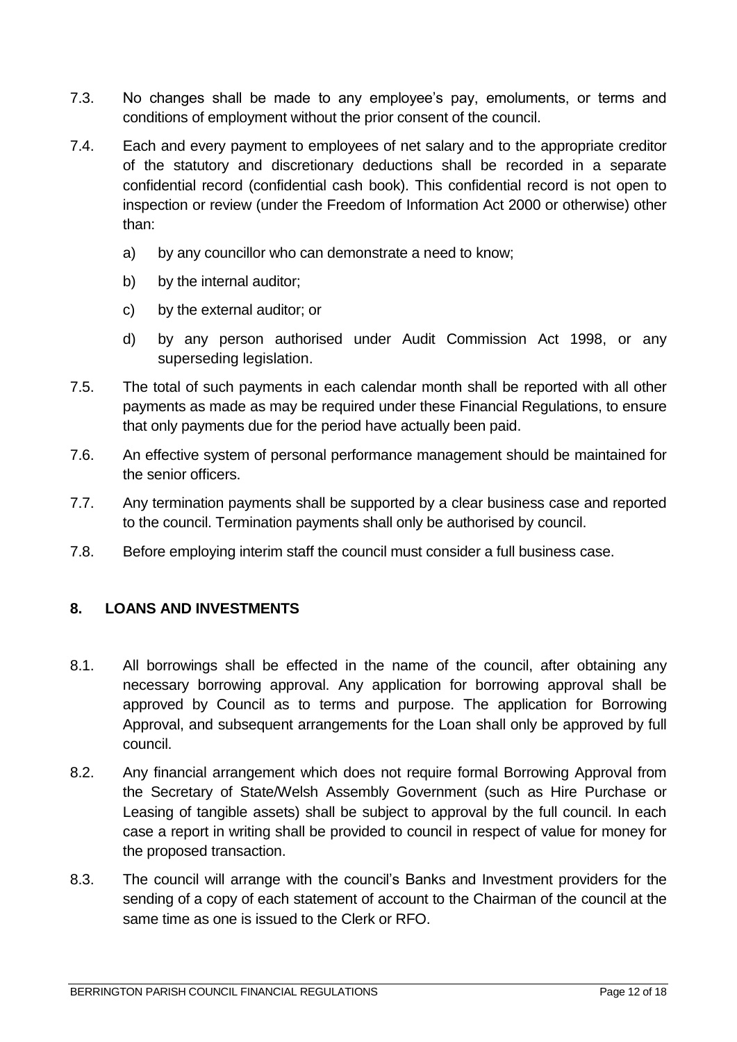7.3. No changes shall be made to any employee's pay, emoluments, or terms and conditions of employment without the prior consent of the council.

7.4. Each and every payment to employees of net salary and to the appropriate creditor of the statutory and discretionary deductions shall be recorded in a separate confidential record (confidential cash book). This confidential record is not open to inspection or review (under the Freedom of Information Act 2000 or otherwise) other than:

   a) by any councillor who can demonstrate a need to know;

   b) by the internal auditor;

   c) by the external auditor; or

   d) by any person authorised under Audit Commission Act 1998, or any superseding legislation.

7.5. The total of such payments in each calendar month shall be reported with all other payments as made as may be required under these Financial Regulations, to ensure that only payments due for the period have actually been paid.

7.6. An effective system of personal performance management should be maintained for the senior officers.

7.7. Any termination payments shall be supported by a clear business case and reported to the council. Termination payments shall only be authorised by council.

7.8. Before employing interim staff the council must consider a full business case.

## 8. LOANS AND INVESTMENTS

8.1. All borrowings shall be effected in the name of the council, after obtaining any necessary borrowing approval. Any application for borrowing approval shall be approved by Council as to terms and purpose. The application for Borrowing Approval, and subsequent arrangements for the Loan shall only be approved by full council.

8.2. Any financial arrangement which does not require formal Borrowing Approval from the Secretary of State/Welsh Assembly Government (such as Hire Purchase or Leasing of tangible assets) shall be subject to approval by the full council. In each case a report in writing shall be provided to council in respect of value for money for the proposed transaction.

8.3. The council will arrange with the council's Banks and Investment providers for the sending of a copy of each statement of account to the Chairman of the council at the same time as one is issued to the Clerk or RFO.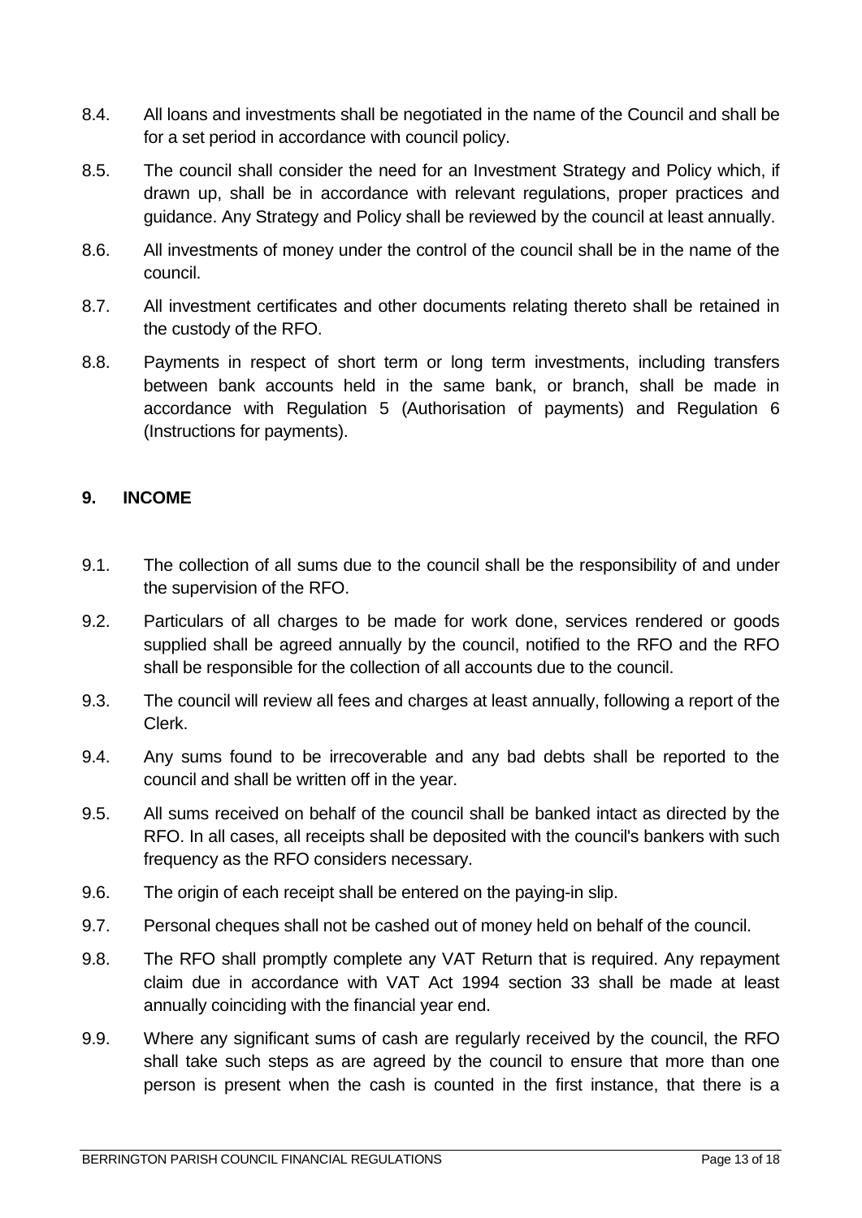8.4. All loans and investments shall be negotiated in the name of the Council and shall be for a set period in accordance with council policy.

8.5. The council shall consider the need for an Investment Strategy and Policy which, if drawn up, shall be in accordance with relevant regulations, proper practices and guidance. Any Strategy and Policy shall be reviewed by the council at least annually.

8.6. All investments of money under the control of the council shall be in the name of the council.

8.7. All investment certificates and other documents relating thereto shall be retained in the custody of the RFO.

8.8. Payments in respect of short term or long term investments, including transfers between bank accounts held in the same bank, or branch, shall be made in accordance with Regulation 5 (Authorisation of payments) and Regulation 6 (Instructions for payments).

## 9. INCOME

9.1. The collection of all sums due to the council shall be the responsibility of and under the supervision of the RFO.

9.2. Particulars of all charges to be made for work done, services rendered or goods supplied shall be agreed annually by the council, notified to the RFO and the RFO shall be responsible for the collection of all accounts due to the council.

9.3. The council will review all fees and charges at least annually, following a report of the Clerk.

9.4. Any sums found to be irrecoverable and any bad debts shall be reported to the council and shall be written off in the year.

9.5. All sums received on behalf of the council shall be banked intact as directed by the RFO. In all cases, all receipts shall be deposited with the council's bankers with such frequency as the RFO considers necessary.

9.6. The origin of each receipt shall be entered on the paying-in slip.

9.7. Personal cheques shall not be cashed out of money held on behalf of the council.

9.8. The RFO shall promptly complete any VAT Return that is required. Any repayment claim due in accordance with VAT Act 1994 section 33 shall be made at least annually coinciding with the financial year end.

9.9. Where any significant sums of cash are regularly received by the council, the RFO shall take such steps as are agreed by the council to ensure that more than one person is present when the cash is counted in the first instance, that there is a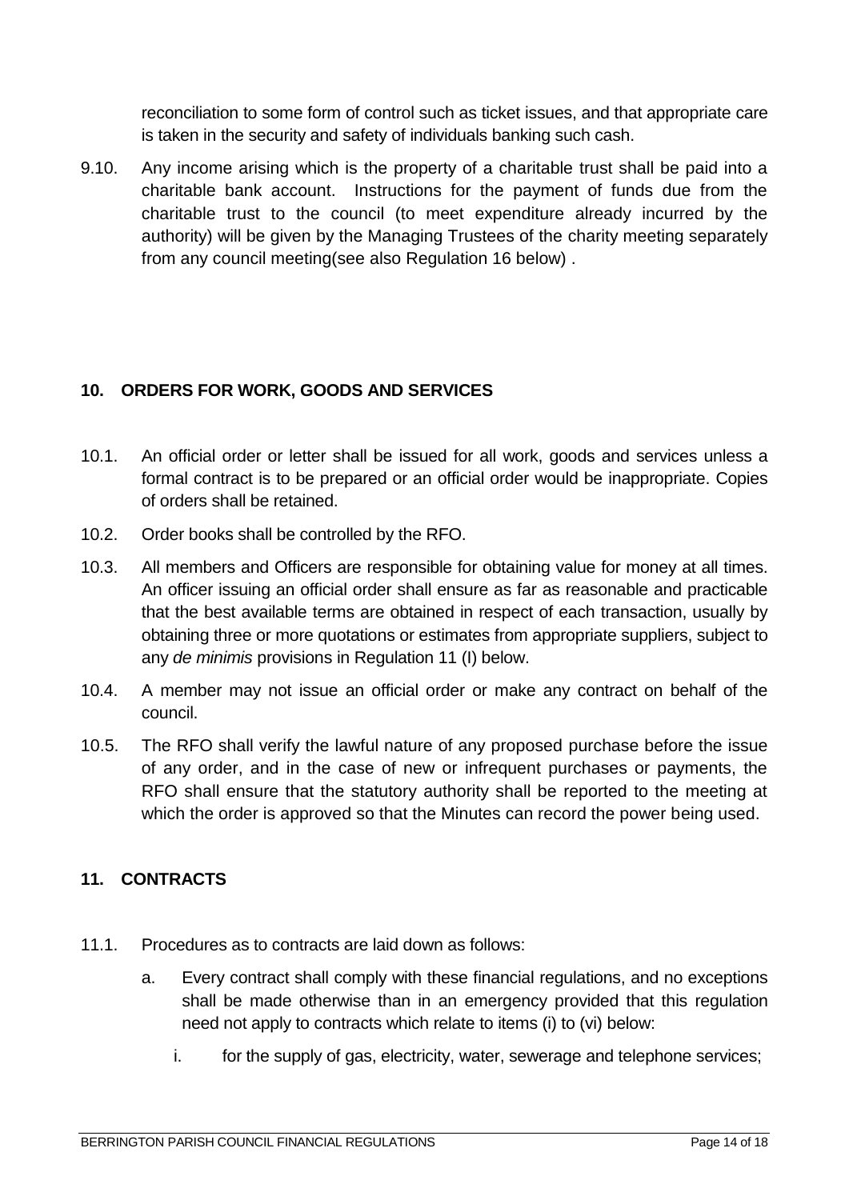reconciliation to some form of control such as ticket issues, and that appropriate care is taken in the security and safety of individuals banking such cash.

9.10. Any income arising which is the property of a charitable trust shall be paid into a charitable bank account. Instructions for the payment of funds due from the charitable trust to the council (to meet expenditure already incurred by the authority) will be given by the Managing Trustees of the charity meeting separately from any council meeting(see also Regulation 16 below) .

## 10. ORDERS FOR WORK, GOODS AND SERVICES

10.1. An official order or letter shall be issued for all work, goods and services unless a formal contract is to be prepared or an official order would be inappropriate. Copies of orders shall be retained.

10.2. Order books shall be controlled by the RFO.

10.3. All members and Officers are responsible for obtaining value for money at all times. An officer issuing an official order shall ensure as far as reasonable and practicable that the best available terms are obtained in respect of each transaction, usually by obtaining three or more quotations or estimates from appropriate suppliers, subject to any *de minimis* provisions in Regulation 11 (I) below.

10.4. A member may not issue an official order or make any contract on behalf of the council.

10.5. The RFO shall verify the lawful nature of any proposed purchase before the issue of any order, and in the case of new or infrequent purchases or payments, the RFO shall ensure that the statutory authority shall be reported to the meeting at which the order is approved so that the Minutes can record the power being used.

## 11. CONTRACTS

11.1. Procedures as to contracts are laid down as follows:

a. Every contract shall comply with these financial regulations, and no exceptions shall be made otherwise than in an emergency provided that this regulation need not apply to contracts which relate to items (i) to (vi) below:

   i. for the supply of gas, electricity, water, sewerage and telephone services;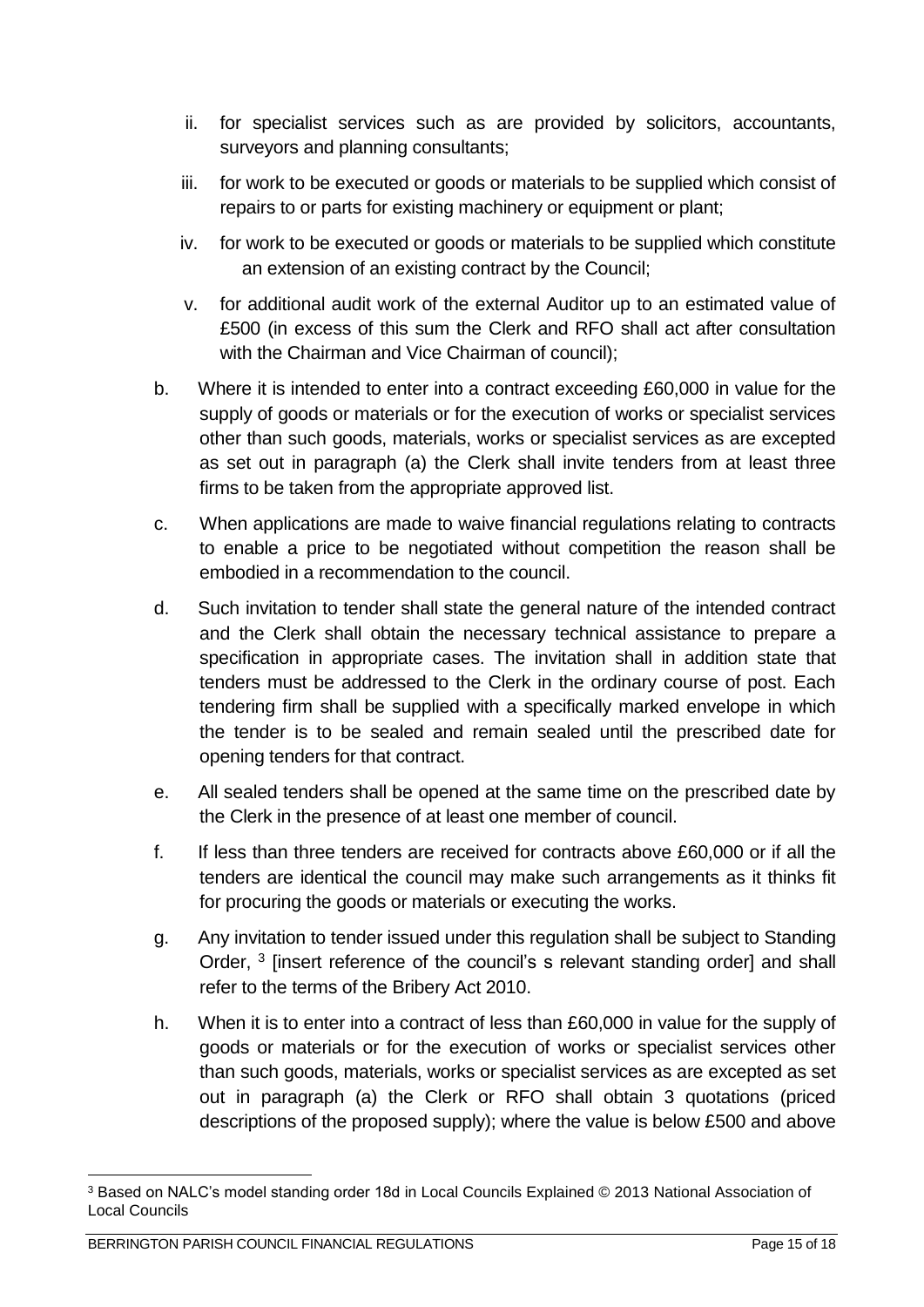ii. for specialist services such as are provided by solicitors, accountants, surveyors and planning consultants;

iii. for work to be executed or goods or materials to be supplied which consist of repairs to or parts for existing machinery or equipment or plant;

iv. for work to be executed or goods or materials to be supplied which constitute an extension of an existing contract by the Council;

v. for additional audit work of the external Auditor up to an estimated value of £500 (in excess of this sum the Clerk and RFO shall act after consultation with the Chairman and Vice Chairman of council);

b. Where it is intended to enter into a contract exceeding £60,000 in value for the supply of goods or materials or for the execution of works or specialist services other than such goods, materials, works or specialist services as are excepted as set out in paragraph (a) the Clerk shall invite tenders from at least three firms to be taken from the appropriate approved list.

c. When applications are made to waive financial regulations relating to contracts to enable a price to be negotiated without competition the reason shall be embodied in a recommendation to the council.

d. Such invitation to tender shall state the general nature of the intended contract and the Clerk shall obtain the necessary technical assistance to prepare a specification in appropriate cases. The invitation shall in addition state that tenders must be addressed to the Clerk in the ordinary course of post. Each tendering firm shall be supplied with a specifically marked envelope in which the tender is to be sealed and remain sealed until the prescribed date for opening tenders for that contract.

e. All sealed tenders shall be opened at the same time on the prescribed date by the Clerk in the presence of at least one member of council.

f. If less than three tenders are received for contracts above £60,000 or if all the tenders are identical the council may make such arrangements as it thinks fit for procuring the goods or materials or executing the works.

g. Any invitation to tender issued under this regulation shall be subject to Standing Order, [3] [insert reference of the council's s relevant standing order] and shall refer to the terms of the Bribery Act 2010.

h. When it is to enter into a contract of less than £60,000 in value for the supply of goods or materials or for the execution of works or specialist services other than such goods, materials, works or specialist services as are excepted as set out in paragraph (a) the Clerk or RFO shall obtain 3 quotations (priced descriptions of the proposed supply); where the value is below £500 and above

---

[3] Based on NALC's model standing order 18d in Local Councils Explained © 2013 National Association of Local Councils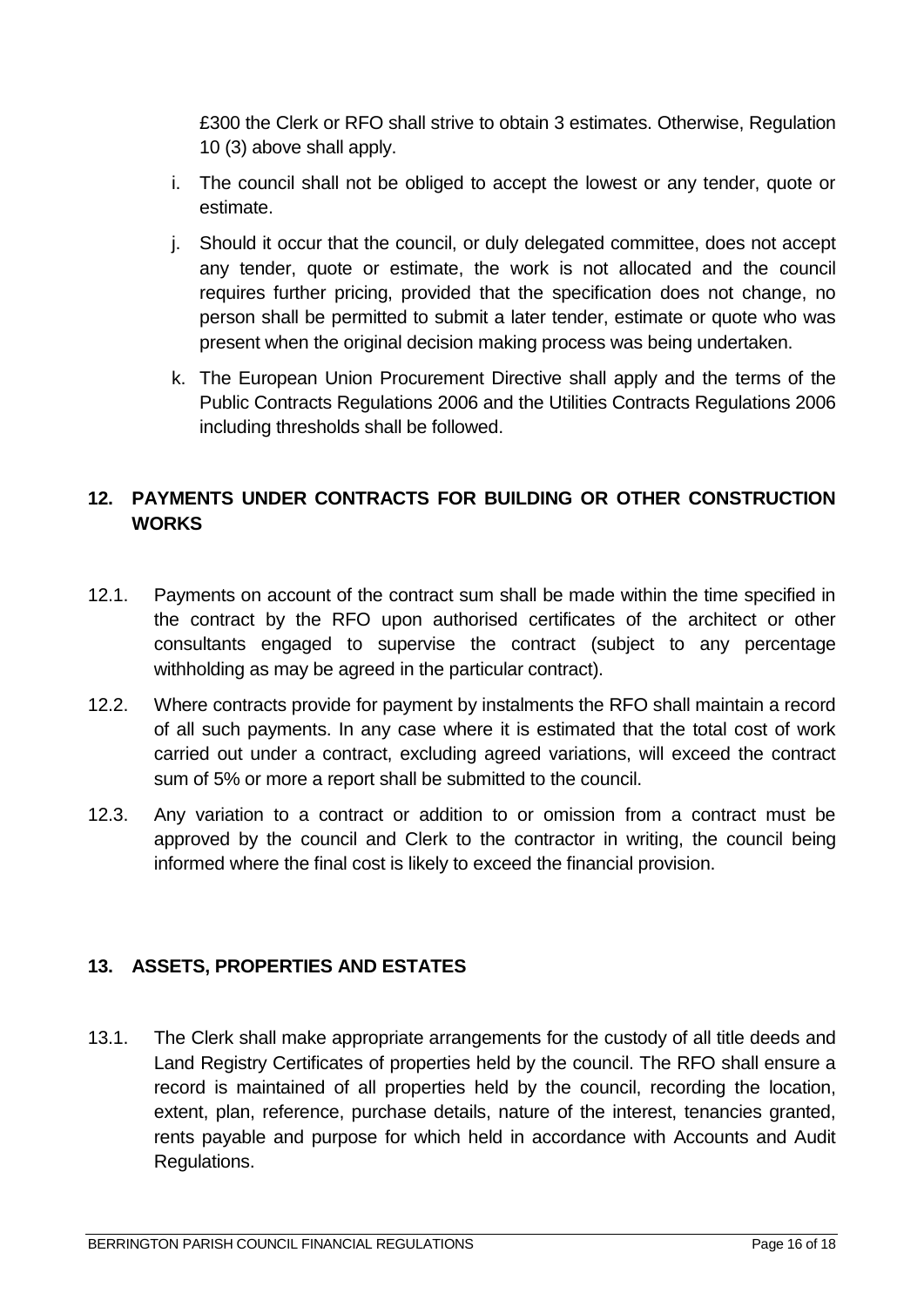£300 the Clerk or RFO shall strive to obtain 3 estimates. Otherwise, Regulation 10 (3) above shall apply.

i. The council shall not be obliged to accept the lowest or any tender, quote or estimate.

j. Should it occur that the council, or duly delegated committee, does not accept any tender, quote or estimate, the work is not allocated and the council requires further pricing, provided that the specification does not change, no person shall be permitted to submit a later tender, estimate or quote who was present when the original decision making process was being undertaken.

k. The European Union Procurement Directive shall apply and the terms of the Public Contracts Regulations 2006 and the Utilities Contracts Regulations 2006 including thresholds shall be followed.

## 12. PAYMENTS UNDER CONTRACTS FOR BUILDING OR OTHER CONSTRUCTION WORKS

12.1. Payments on account of the contract sum shall be made within the time specified in the contract by the RFO upon authorised certificates of the architect or other consultants engaged to supervise the contract (subject to any percentage withholding as may be agreed in the particular contract).

12.2. Where contracts provide for payment by instalments the RFO shall maintain a record of all such payments. In any case where it is estimated that the total cost of work carried out under a contract, excluding agreed variations, will exceed the contract sum of 5% or more a report shall be submitted to the council.

12.3. Any variation to a contract or addition to or omission from a contract must be approved by the council and Clerk to the contractor in writing, the council being informed where the final cost is likely to exceed the financial provision.

## 13. ASSETS, PROPERTIES AND ESTATES

13.1. The Clerk shall make appropriate arrangements for the custody of all title deeds and Land Registry Certificates of properties held by the council. The RFO shall ensure a record is maintained of all properties held by the council, recording the location, extent, plan, reference, purchase details, nature of the interest, tenancies granted, rents payable and purpose for which held in accordance with Accounts and Audit Regulations.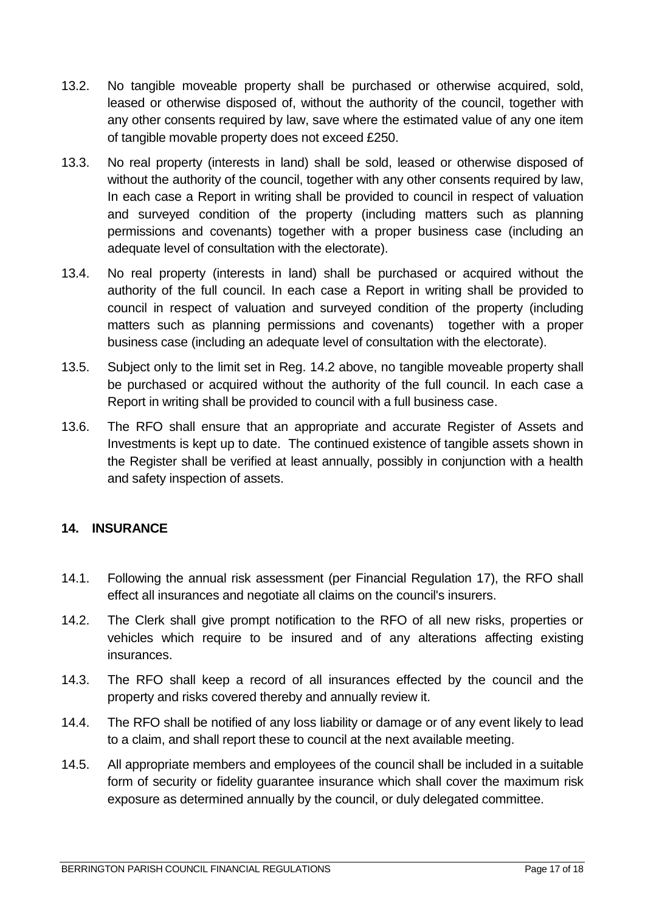13.2. No tangible moveable property shall be purchased or otherwise acquired, sold, leased or otherwise disposed of, without the authority of the council, together with any other consents required by law, save where the estimated value of any one item of tangible movable property does not exceed £250.

13.3. No real property (interests in land) shall be sold, leased or otherwise disposed of without the authority of the council, together with any other consents required by law, In each case a Report in writing shall be provided to council in respect of valuation and surveyed condition of the property (including matters such as planning permissions and covenants) together with a proper business case (including an adequate level of consultation with the electorate).

13.4. No real property (interests in land) shall be purchased or acquired without the authority of the full council. In each case a Report in writing shall be provided to council in respect of valuation and surveyed condition of the property (including matters such as planning permissions and covenants) together with a proper business case (including an adequate level of consultation with the electorate).

13.5. Subject only to the limit set in Reg. 14.2 above, no tangible moveable property shall be purchased or acquired without the authority of the full council. In each case a Report in writing shall be provided to council with a full business case.

13.6. The RFO shall ensure that an appropriate and accurate Register of Assets and Investments is kept up to date. The continued existence of tangible assets shown in the Register shall be verified at least annually, possibly in conjunction with a health and safety inspection of assets.

## 14. INSURANCE

14.1. Following the annual risk assessment (per Financial Regulation 17), the RFO shall effect all insurances and negotiate all claims on the council's insurers.

14.2. The Clerk shall give prompt notification to the RFO of all new risks, properties or vehicles which require to be insured and of any alterations affecting existing insurances.

14.3. The RFO shall keep a record of all insurances effected by the council and the property and risks covered thereby and annually review it.

14.4. The RFO shall be notified of any loss liability or damage or of any event likely to lead to a claim, and shall report these to council at the next available meeting.

14.5. All appropriate members and employees of the council shall be included in a suitable form of security or fidelity guarantee insurance which shall cover the maximum risk exposure as determined annually by the council, or duly delegated committee.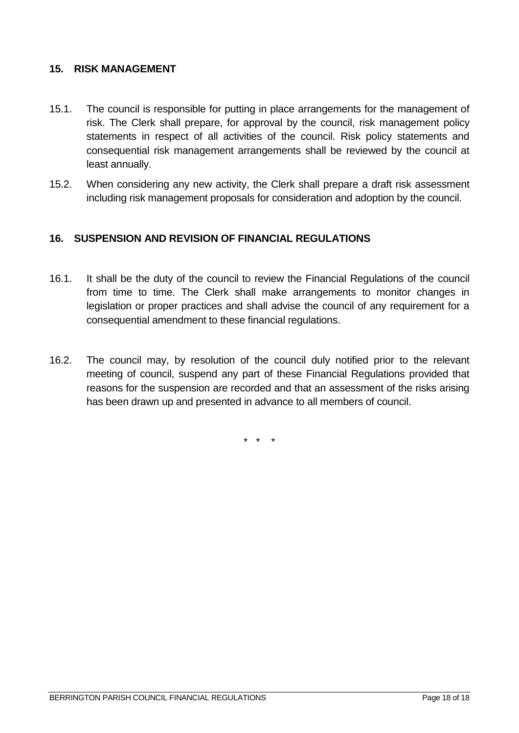## 15. RISK MANAGEMENT

15.1. The council is responsible for putting in place arrangements for the management of risk. The Clerk shall prepare, for approval by the council, risk management policy statements in respect of all activities of the council. Risk policy statements and consequential risk management arrangements shall be reviewed by the council at least annually.

15.2. When considering any new activity, the Clerk shall prepare a draft risk assessment including risk management proposals for consideration and adoption by the council.

## 16. SUSPENSION AND REVISION OF FINANCIAL REGULATIONS

16.1. It shall be the duty of the council to review the Financial Regulations of the council from time to time. The Clerk shall make arrangements to monitor changes in legislation or proper practices and shall advise the council of any requirement for a consequential amendment to these financial regulations.

16.2. The council may, by resolution of the council duly notified prior to the relevant meeting of council, suspend any part of these Financial Regulations provided that reasons for the suspension are recorded and that an assessment of the risks arising has been drawn up and presented in advance to all members of council.

\* \* \*